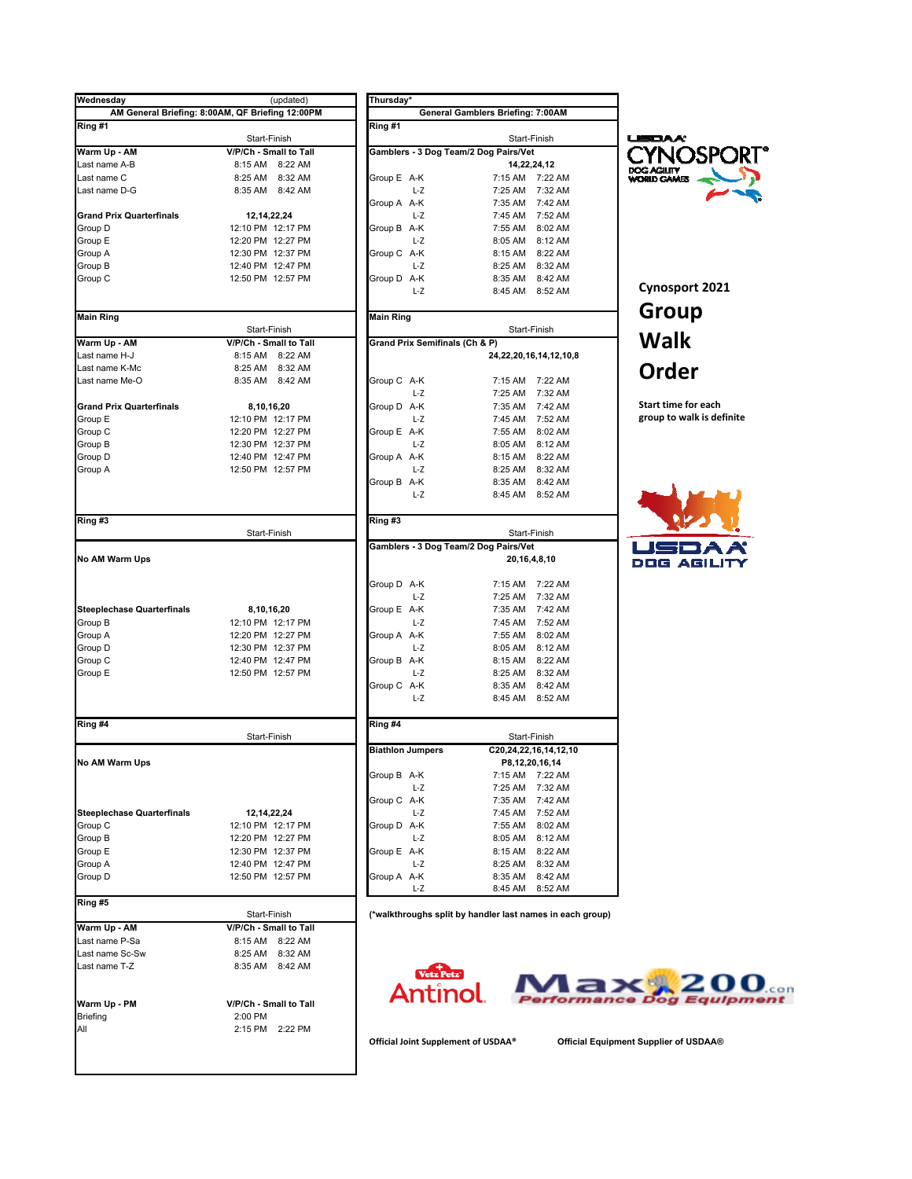# Cynosport 2021

## Group Walk Order

**Start time for each group to walk is definite**

## Wednesday (updated)

**AM General Briefing: 8:00AM, QF Briefing 12:00PM**

### Ring #1

| | Start-Finish | |
|---|---|---|
| **Warm Up - AM** | **V/P/Ch - Small to Tall** | |
| Last name A-B | 8:15 AM | 8:22 AM |
| Last name C | 8:25 AM | 8:32 AM |
| Last name D-G | 8:35 AM | 8:42 AM |
| **Grand Prix Quarterfinals** | **12,14,22,24** | |
| Group D | 12:10 PM | 12:17 PM |
| Group E | 12:20 PM | 12:27 PM |
| Group A | 12:30 PM | 12:37 PM |
| Group B | 12:40 PM | 12:47 PM |
| Group C | 12:50 PM | 12:57 PM |

### Main Ring

| | Start-Finish | |
|---|---|---|
| **Warm Up - AM** | **V/P/Ch - Small to Tall** | |
| Last name H-J | 8:15 AM | 8:22 AM |
| Last name K-Mc | 8:25 AM | 8:32 AM |
| Last name Me-O | 8:35 AM | 8:42 AM |
| **Grand Prix Quarterfinals** | **8,10,16,20** | |
| Group E | 12:10 PM | 12:17 PM |
| Group C | 12:20 PM | 12:27 PM |
| Group B | 12:30 PM | 12:37 PM |
| Group D | 12:40 PM | 12:47 PM |
| Group A | 12:50 PM | 12:57 PM |

### Ring #3

| | Start-Finish | |
|---|---|---|
| **No AM Warm Ups** | | |
| **Steeplechase Quarterfinals** | **8,10,16,20** | |
| Group B | 12:10 PM | 12:17 PM |
| Group A | 12:20 PM | 12:27 PM |
| Group D | 12:30 PM | 12:37 PM |
| Group C | 12:40 PM | 12:47 PM |
| Group E | 12:50 PM | 12:57 PM |

### Ring #4

| | Start-Finish | |
|---|---|---|
| **No AM Warm Ups** | | |
| **Steeplechase Quarterfinals** | **12,14,22,24** | |
| Group C | 12:10 PM | 12:17 PM |
| Group B | 12:20 PM | 12:27 PM |
| Group E | 12:30 PM | 12:37 PM |
| Group A | 12:40 PM | 12:47 PM |
| Group D | 12:50 PM | 12:57 PM |

### Ring #5

| | Start-Finish | |
|---|---|---|
| **Warm Up - AM** | **V/P/Ch - Small to Tall** | |
| Last name P-Sa | 8:15 AM | 8:22 AM |
| Last name Sc-Sw | 8:25 AM | 8:32 AM |
| Last name T-Z | 8:35 AM | 8:42 AM |
| **Warm Up - PM** | **V/P/Ch - Small to Tall** | |
| Briefing | 2:00 PM | |
| All | 2:15 PM | 2:22 PM |

## Thursday*

**General Gamblers Briefing: 7:00AM**

### Ring #1

| | | Start-Finish | |
|---|---|---|---|
| **Gamblers - 3 Dog Team/2 Dog Pairs/Vet** | | **14,22,24,12** | |
| Group E | A-K | 7:15 AM | 7:22 AM |
| | L-Z | 7:25 AM | 7:32 AM |
| Group A | A-K | 7:35 AM | 7:42 AM |
| | L-Z | 7:45 AM | 7:52 AM |
| Group B | A-K | 7:55 AM | 8:02 AM |
| | L-Z | 8:05 AM | 8:12 AM |
| Group C | A-K | 8:15 AM | 8:22 AM |
| | L-Z | 8:25 AM | 8:32 AM |
| Group D | A-K | 8:35 AM | 8:42 AM |
| | L-Z | 8:45 AM | 8:52 AM |

### Main Ring

| | | Start-Finish | |
|---|---|---|---|
| **Grand Prix Semifinals (Ch & P)** | | **24,22,20,16,14,12,10,8** | |
| Group C | A-K | 7:15 AM | 7:22 AM |
| | L-Z | 7:25 AM | 7:32 AM |
| Group D | A-K | 7:35 AM | 7:42 AM |
| | L-Z | 7:45 AM | 7:52 AM |
| Group E | A-K | 7:55 AM | 8:02 AM |
| | L-Z | 8:05 AM | 8:12 AM |
| Group A | A-K | 8:15 AM | 8:22 AM |
| | L-Z | 8:25 AM | 8:32 AM |
| Group B | A-K | 8:35 AM | 8:42 AM |
| | L-Z | 8:45 AM | 8:52 AM |

### Ring #3

| | | Start-Finish | |
|---|---|---|---|
| **Gamblers - 3 Dog Team/2 Dog Pairs/Vet** | | **20,16,4,8,10** | |
| Group D | A-K | 7:15 AM | 7:22 AM |
| | L-Z | 7:25 AM | 7:32 AM |
| Group E | A-K | 7:35 AM | 7:42 AM |
| | L-Z | 7:45 AM | 7:52 AM |
| Group A | A-K | 7:55 AM | 8:02 AM |
| | L-Z | 8:05 AM | 8:12 AM |
| Group B | A-K | 8:15 AM | 8:22 AM |
| | L-Z | 8:25 AM | 8:32 AM |
| Group C | A-K | 8:35 AM | 8:42 AM |
| | L-Z | 8:45 AM | 8:52 AM |

### Ring #4

| | | Start-Finish | |
|---|---|---|---|
| **Biathlon Jumpers** | | **C20,24,22,16,14,12,10 P8,12,20,16,14** | |
| Group B | A-K | 7:15 AM | 7:22 AM |
| | L-Z | 7:25 AM | 7:32 AM |
| Group C | A-K | 7:35 AM | 7:42 AM |
| | L-Z | 7:45 AM | 7:52 AM |
| Group D | A-K | 7:55 AM | 8:02 AM |
| | L-Z | 8:05 AM | 8:12 AM |
| Group E | A-K | 8:15 AM | 8:22 AM |
| | L-Z | 8:25 AM | 8:32 AM |
| Group A | A-K | 8:35 AM | 8:42 AM |
| | L-Z | 8:45 AM | 8:52 AM |

**(*walkthroughs split by handler last names in each group)**

**Official Joint Supplement of USDAA®**

**Official Equipment Supplier of USDAA®**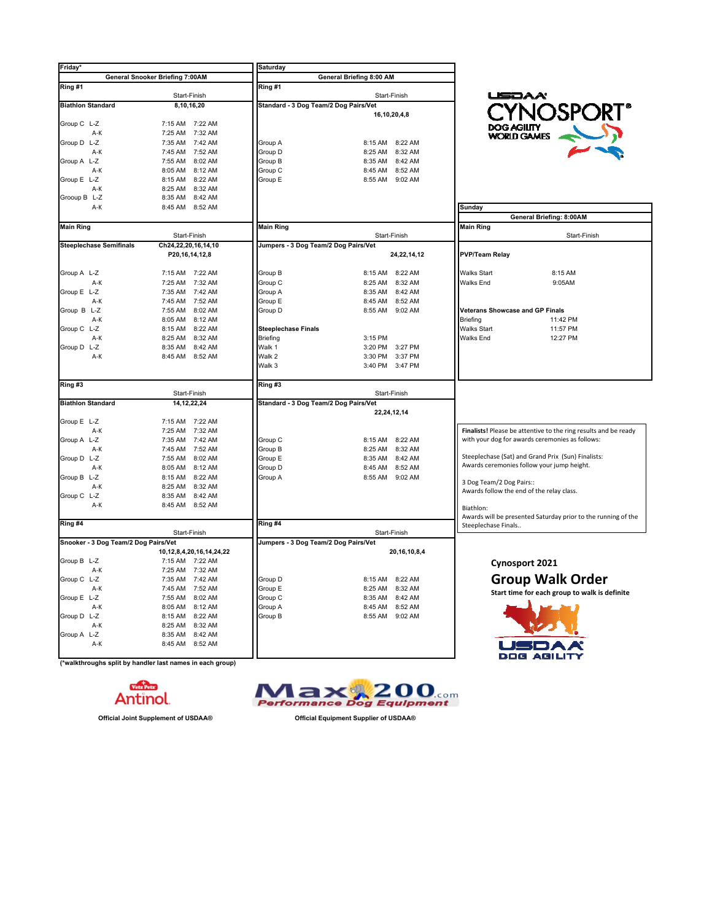## Friday*

**General Snooker Briefing 7:00AM**

### Ring #1

| Biathlon Standard | 8,10,16,20 | |
|---|---|---|
| | Start | Finish |
| Group C L-Z | 7:15 AM | 7:22 AM |
| A-K | 7:25 AM | 7:32 AM |
| Group D L-Z | 7:35 AM | 7:42 AM |
| A-K | 7:45 AM | 7:52 AM |
| Group A L-Z | 7:55 AM | 8:02 AM |
| A-K | 8:05 AM | 8:12 AM |
| Group E L-Z | 8:15 AM | 8:22 AM |
| A-K | 8:25 AM | 8:32 AM |
| Grooup B L-Z | 8:35 AM | 8:42 AM |
| A-K | 8:45 AM | 8:52 AM |

### Main Ring

| Steeplechase Semifinals | Ch24,22,20,16,14,10 P20,16,14,12,8 | |
|---|---|---|
| | Start | Finish |
| Group A L-Z | 7:15 AM | 7:22 AM |
| A-K | 7:25 AM | 7:32 AM |
| Group E L-Z | 7:35 AM | 7:42 AM |
| A-K | 7:45 AM | 7:52 AM |
| Group B L-Z | 7:55 AM | 8:02 AM |
| A-K | 8:05 AM | 8:12 AM |
| Group C L-Z | 8:15 AM | 8:22 AM |
| A-K | 8:25 AM | 8:32 AM |
| Group D L-Z | 8:35 AM | 8:42 AM |
| A-K | 8:45 AM | 8:52 AM |

### Ring #3

| Biathlon Standard | 14,12,22,24 | |
|---|---|---|
| | Start | Finish |
| Group E L-Z | 7:15 AM | 7:22 AM |
| A-K | 7:25 AM | 7:32 AM |
| Group A L-Z | 7:35 AM | 7:42 AM |
| A-K | 7:45 AM | 7:52 AM |
| Group D L-Z | 7:55 AM | 8:02 AM |
| A-K | 8:05 AM | 8:12 AM |
| Group B L-Z | 8:15 AM | 8:22 AM |
| A-K | 8:25 AM | 8:32 AM |
| Group C L-Z | 8:35 AM | 8:42 AM |
| A-K | 8:45 AM | 8:52 AM |

### Ring #4

| Snooker - 3 Dog Team/2 Dog Pairs/Vet | 10,12,8,4,20,16,14,24,22 | |
|---|---|---|
| | Start | Finish |
| Group B L-Z | 7:15 AM | 7:22 AM |
| A-K | 7:25 AM | 7:32 AM |
| Group C L-Z | 7:35 AM | 7:42 AM |
| A-K | 7:45 AM | 7:52 AM |
| Group E L-Z | 7:55 AM | 8:02 AM |
| A-K | 8:05 AM | 8:12 AM |
| Group D L-Z | 8:15 AM | 8:22 AM |
| A-K | 8:25 AM | 8:32 AM |
| Group A L-Z | 8:35 AM | 8:42 AM |
| A-K | 8:45 AM | 8:52 AM |

(*walkthroughs split by handler last names in each group)

## Saturday

**General Briefing 8:00 AM**

### Ring #1

| Standard - 3 Dog Team/2 Dog Pairs/Vet | 16,10,20,4,8 | |
|---|---|---|
| | Start | Finish |
| Group A | 8:15 AM | 8:22 AM |
| Group D | 8:25 AM | 8:32 AM |
| Group B | 8:35 AM | 8:42 AM |
| Group C | 8:45 AM | 8:52 AM |
| Group E | 8:55 AM | 9:02 AM |

### Main Ring

| Jumpers - 3 Dog Team/2 Dog Pairs/Vet | 24,22,14,12 | |
|---|---|---|
| | Start | Finish |
| Group B | 8:15 AM | 8:22 AM |
| Group C | 8:25 AM | 8:32 AM |
| Group A | 8:35 AM | 8:42 AM |
| Group E | 8:45 AM | 8:52 AM |
| Group D | 8:55 AM | 9:02 AM |
| **Steeplechase Finals** | | |
| Briefing | 3:15 PM | |
| Walk 1 | 3:20 PM | 3:27 PM |
| Walk 2 | 3:30 PM | 3:37 PM |
| Walk 3 | 3:40 PM | 3:47 PM |

### Ring #3

| Standard - 3 Dog Team/2 Dog Pairs/Vet | 22,24,12,14 | |
|---|---|---|
| | Start | Finish |
| Group C | 8:15 AM | 8:22 AM |
| Group B | 8:25 AM | 8:32 AM |
| Group E | 8:35 AM | 8:42 AM |
| Group D | 8:45 AM | 8:52 AM |
| Group A | 8:55 AM | 9:02 AM |

### Ring #4

| Jumpers - 3 Dog Team/2 Dog Pairs/Vet | 20,16,10,8,4 | |
|---|---|---|
| | Start | Finish |
| Group D | 8:15 AM | 8:22 AM |
| Group E | 8:25 AM | 8:32 AM |
| Group C | 8:35 AM | 8:42 AM |
| Group A | 8:45 AM | 8:52 AM |
| Group B | 8:55 AM | 9:02 AM |

USDAA CYNOSPORT® DOG AGILITY WORLD GAMES

## Sunday

**General Briefing: 8:00AM**

### Main Ring

| PVP/Team Relay | Start-Finish |
|---|---|
| Walks Start | 8:15 AM |
| Walks End | 9:05AM |
| **Veterans Showcase and GP Finals** | |
| Briefing | 11:42 PM |
| Walks Start | 11:57 PM |
| Walks End | 12:27 PM |

**Finalists!** Please be attentive to the ring results and be ready with your dog for awards ceremonies as follows:

Steeplechase (Sat) and Grand Prix (Sun) Finalists: Awards ceremonies follow your jump height.

3 Dog Team/2 Dog Pairs:: Awards follow the end of the relay class.

Biathlon: Awards will be presented Saturday prior to the running of the Steeplechase Finals..

**Cynosport 2021**

# Group Walk Order

**Start time for each group to walk is definite**

USDAA DOG AGILITY

Antinol — Official Joint Supplement of USDAA®

Max200.com Performance Dog Equipment — Official Equipment Supplier of USDAA®